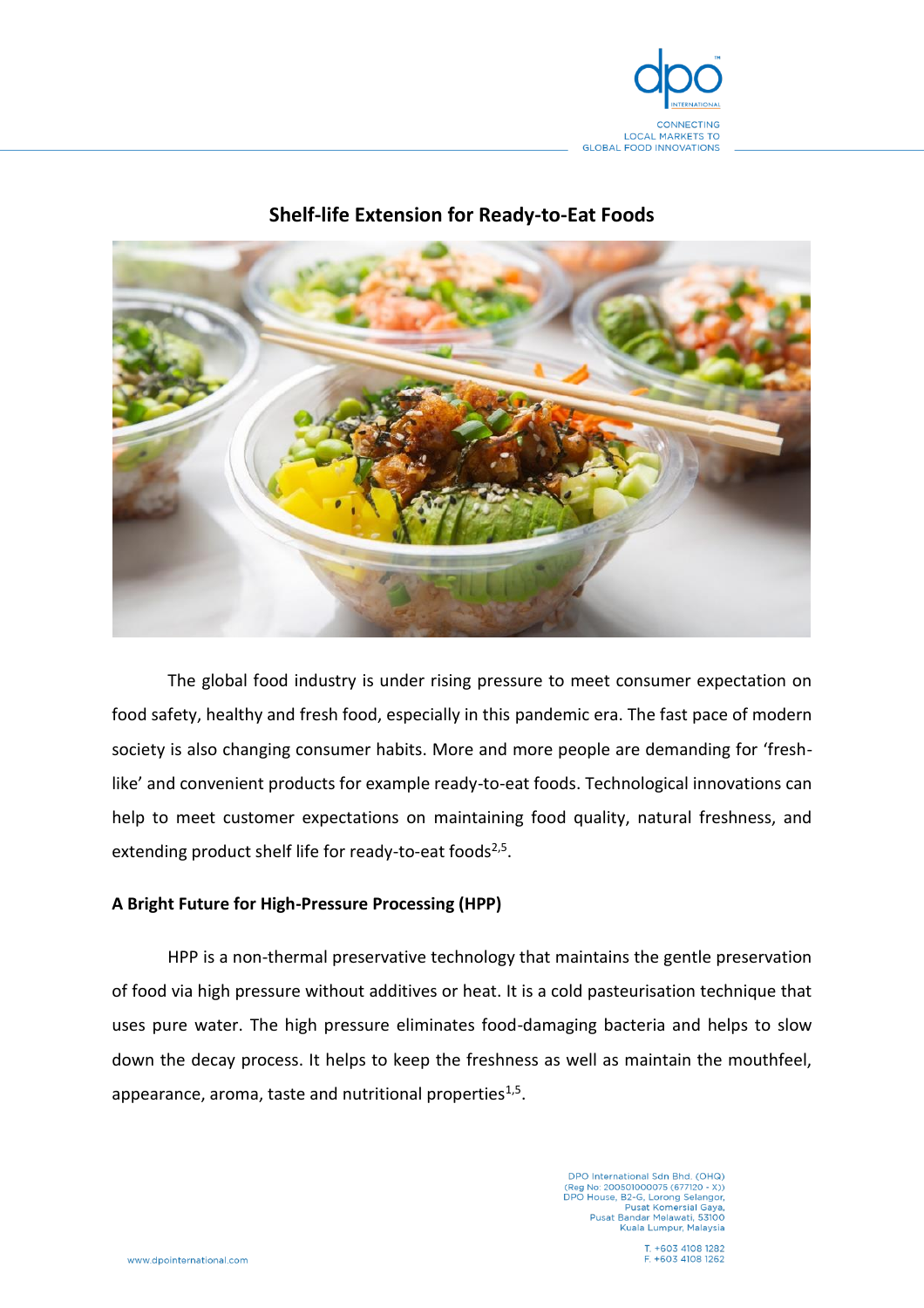## Shelf-life Extension for Ready-to-Eat Foods

The global food industry is under rising pressure to meet consumer expectation on food safety, healthy and fresh food, especially in this pandemic era. The fast pace of modern society is also changing consumer habits. More and more people are demanding for 'fresh-like' and convenient products for example ready-to-eat foods. Technological innovations can help to meet customer expectations on maintaining food quality, natural freshness, and extending product shelf life for ready-to-eat foods[2,5].

**A Bright Future for High-Pressure Processing (HPP)**

HPP is a non-thermal preservative technology that maintains the gentle preservation of food via high pressure without additives or heat. It is a cold pasteurisation technique that uses pure water. The high pressure eliminates food-damaging bacteria and helps to slow down the decay process. It helps to keep the freshness as well as maintain the mouthfeel, appearance, aroma, taste and nutritional properties[1,5].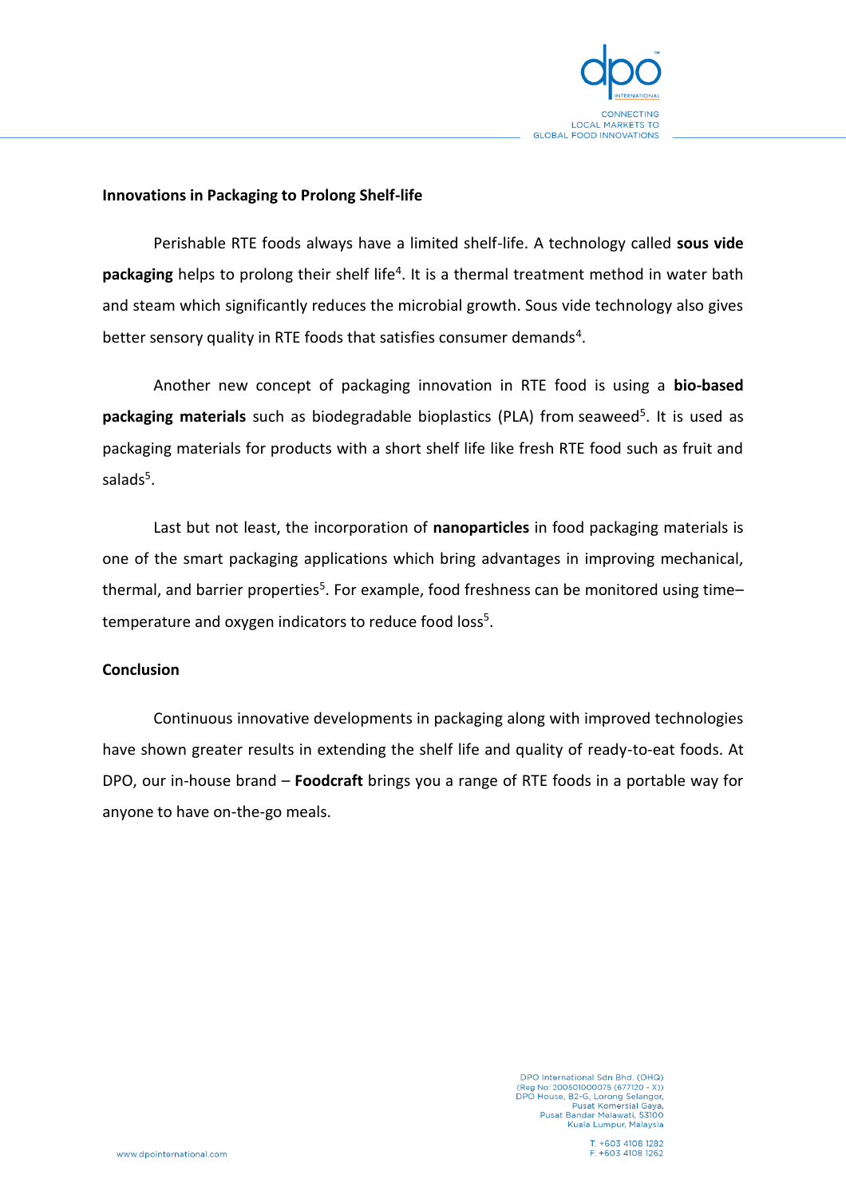**Innovations in Packaging to Prolong Shelf-life**

Perishable RTE foods always have a limited shelf-life. A technology called **sous vide packaging** helps to prolong their shelf life[4]. It is a thermal treatment method in water bath and steam which significantly reduces the microbial growth. Sous vide technology also gives better sensory quality in RTE foods that satisfies consumer demands[4].

Another new concept of packaging innovation in RTE food is using a **bio-based packaging materials** such as biodegradable bioplastics (PLA) from seaweed[5]. It is used as packaging materials for products with a short shelf life like fresh RTE food such as fruit and salads[5].

Last but not least, the incorporation of **nanoparticles** in food packaging materials is one of the smart packaging applications which bring advantages in improving mechanical, thermal, and barrier properties[5]. For example, food freshness can be monitored using time–temperature and oxygen indicators to reduce food loss[5].

**Conclusion**

Continuous innovative developments in packaging along with improved technologies have shown greater results in extending the shelf life and quality of ready-to-eat foods. At DPO, our in-house brand – **Foodcraft** brings you a range of RTE foods in a portable way for anyone to have on-the-go meals.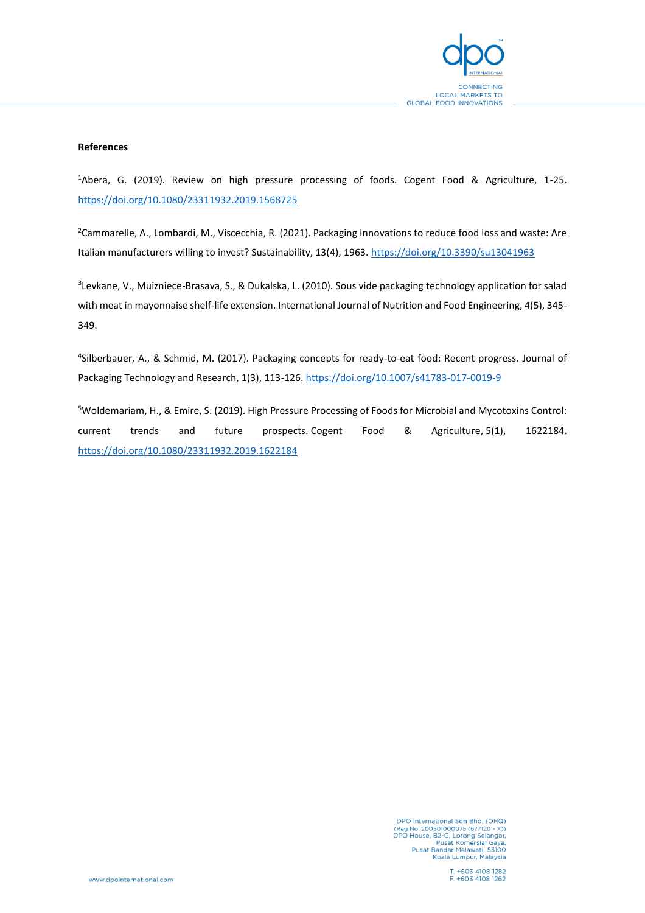**References**

[1]Abera, G. (2019). Review on high pressure processing of foods. Cogent Food & Agriculture, 1-25. https://doi.org/10.1080/23311932.2019.1568725

[2]Cammarelle, A., Lombardi, M., Viscecchia, R. (2021). Packaging Innovations to reduce food loss and waste: Are Italian manufacturers willing to invest? Sustainability, 13(4), 1963. https://doi.org/10.3390/su13041963

[3]Levkane, V., Muizniece-Brasava, S., & Dukalska, L. (2010). Sous vide packaging technology application for salad with meat in mayonnaise shelf-life extension. International Journal of Nutrition and Food Engineering, 4(5), 345-349.

[4]Silberbauer, A., & Schmid, M. (2017). Packaging concepts for ready-to-eat food: Recent progress. Journal of Packaging Technology and Research, 1(3), 113-126. https://doi.org/10.1007/s41783-017-0019-9

[5]Woldemariam, H., & Emire, S. (2019). High Pressure Processing of Foods for Microbial and Mycotoxins Control: current trends and future prospects. Cogent Food & Agriculture, 5(1), 1622184. https://doi.org/10.1080/23311932.2019.1622184